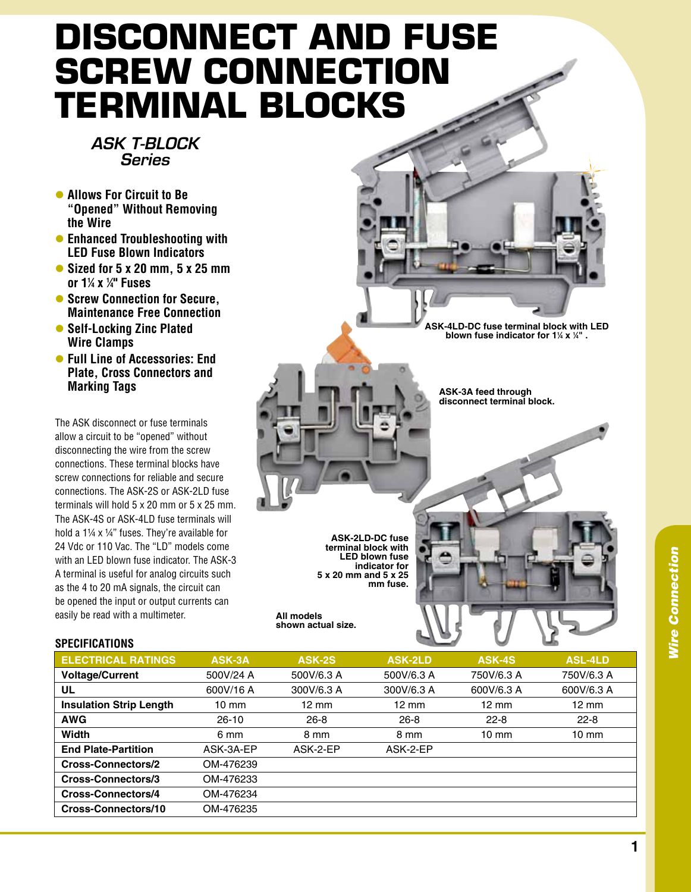# DISCONNECT AND FUSE SCREW CONNECTION TERMINAL BLOCKS

### *ASK T-BLOCK Series*

- **Allows For Circuit to Be "Opened" Without Removing the Wire**
- **Enhanced Troubleshooting with LED Fuse Blown Indicators**
- **Sized for 5 x 20 mm, 5 x 25 mm or 1¼ x ¼" Fuses**
- **Screw Connection for Secure, Maintenance Free Connection**
- **Self-Locking Zinc Plated Wire Clamps**
- **Full Line of Accessories: End Plate, Cross Connectors and Marking Tags**

The ASK disconnect or fuse terminals allow a circuit to be "opened" without disconnecting the wire from the screw connections. These terminal blocks have screw connections for reliable and secure connections. The ASK-2S or ASK-2LD fuse terminals will hold 5 x 20 mm or 5 x 25 mm. The ASK-4S or ASK-4LD fuse terminals will hold a 1¼ x ¼" fuses. They're available for 24 Vdc or 110 Vac. The "LD" models come with an LED blown fuse indicator. The ASK-3 A terminal is useful for analog circuits such as the 4 to 20 mA signals, the circuit can be opened the input or output currents can easily be read with a multimeter.

**ASK-4LD-DC fuse terminal block with LED blown fuse indicator for 1¼ x ¼" .**

**ASK-3A feed through disconnect terminal block.**

**ASK-2LD-DC fuse terminal block with LED blown fuse indicator for 5 x 20 mm and 5 x 25 mm fuse.**

**All models shown actual size.**

## SPECIFICATIONS

| ELECTRICAL RATINGS | ASK-3A | ASK-2S | ASK-2LD | ASK-4S | ASL-4LD |
|---|---|---|---|---|---|
| **Voltage/Current** | 500V/24 A | 500V/6.3 A | 500V/6.3 A | 750V/6.3 A | 750V/6.3 A |
| **UL** | 600V/16 A | 300V/6.3 A | 300V/6.3 A | 600V/6.3 A | 600V/6.3 A |
| **Insulation Strip Length** | 10 mm | 12 mm | 12 mm | 12 mm | 12 mm |
| **AWG** | 26-10 | 26-8 | 26-8 | 22-8 | 22-8 |
| **Width** | 6 mm | 8 mm | 8 mm | 10 mm | 10 mm |
| **End Plate-Partition** | ASK-3A-EP | ASK-2-EP | ASK-2-EP | | |
| **Cross-Connectors/2** | OM-476239 | | | | |
| **Cross-Connectors/3** | OM-476233 | | | | |
| **Cross-Connectors/4** | OM-476234 | | | | |
| **Cross-Connectors/10** | OM-476235 | | | | |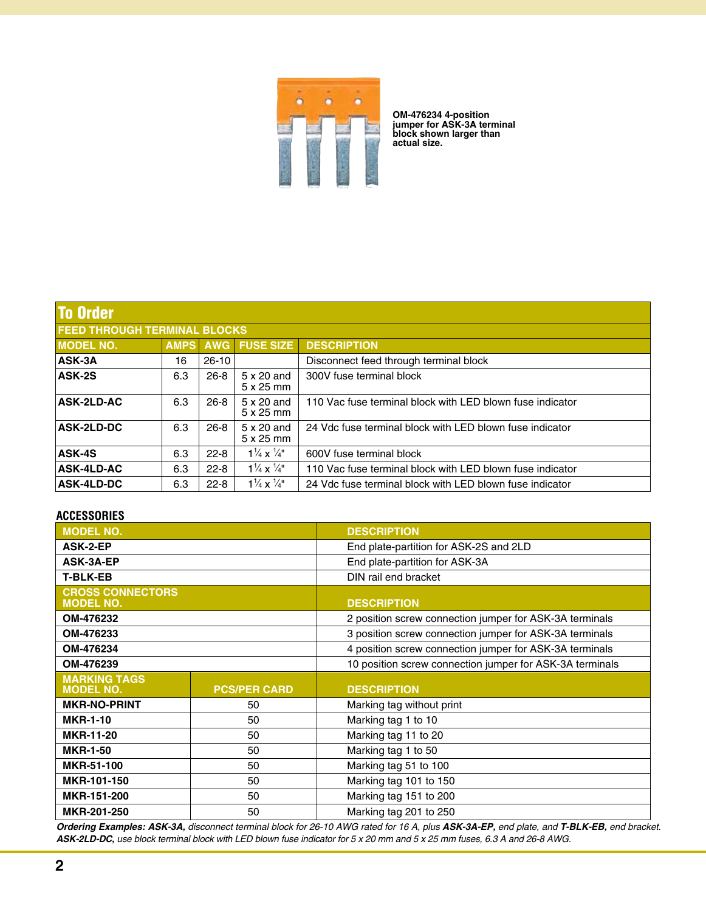OM-476234 4-position jumper for ASK-3A terminal block shown larger than actual size.

## To Order

### FEED THROUGH TERMINAL BLOCKS

| MODEL NO. | AMPS | AWG | FUSE SIZE | DESCRIPTION |
|---|---|---|---|---|
| **ASK-3A** | 16 | 26-10 | | Disconnect feed through terminal block |
| **ASK-2S** | 6.3 | 26-8 | 5 x 20 and 5 x 25 mm | 300V fuse terminal block |
| **ASK-2LD-AC** | 6.3 | 26-8 | 5 x 20 and 5 x 25 mm | 110 Vac fuse terminal block with LED blown fuse indicator |
| **ASK-2LD-DC** | 6.3 | 26-8 | 5 x 20 and 5 x 25 mm | 24 Vdc fuse terminal block with LED blown fuse indicator |
| **ASK-4S** | 6.3 | 22-8 | 1¼ x ¼" | 600V fuse terminal block |
| **ASK-4LD-AC** | 6.3 | 22-8 | 1¼ x ¼" | 110 Vac fuse terminal block with LED blown fuse indicator |
| **ASK-4LD-DC** | 6.3 | 22-8 | 1¼ x ¼" | 24 Vdc fuse terminal block with LED blown fuse indicator |

### ACCESSORIES

| MODEL NO. | | DESCRIPTION |
|---|---|---|
| **ASK-2-EP** | | End plate-partition for ASK-2S and 2LD |
| **ASK-3A-EP** | | End plate-partition for ASK-3A |
| **T-BLK-EB** | | DIN rail end bracket |
| **CROSS CONNECTORS MODEL NO.** | | **DESCRIPTION** |
| **OM-476232** | | 2 position screw connection jumper for ASK-3A terminals |
| **OM-476233** | | 3 position screw connection jumper for ASK-3A terminals |
| **OM-476234** | | 4 position screw connection jumper for ASK-3A terminals |
| **OM-476239** | | 10 position screw connection jumper for ASK-3A terminals |
| **MARKING TAGS MODEL NO.** | **PCS/PER CARD** | **DESCRIPTION** |
| **MKR-NO-PRINT** | 50 | Marking tag without print |
| **MKR-1-10** | 50 | Marking tag 1 to 10 |
| **MKR-11-20** | 50 | Marking tag 11 to 20 |
| **MKR-1-50** | 50 | Marking tag 1 to 50 |
| **MKR-51-100** | 50 | Marking tag 51 to 100 |
| **MKR-101-150** | 50 | Marking tag 101 to 150 |
| **MKR-151-200** | 50 | Marking tag 151 to 200 |
| **MKR-201-250** | 50 | Marking tag 201 to 250 |

*Ordering Examples: **ASK-3A,** disconnect terminal block for 26-10 AWG rated for 16 A, plus **ASK-3A-EP,** end plate, and **T-BLK-EB,** end bracket.*
***ASK-2LD-DC,** use block terminal block with LED blown fuse indicator for 5 x 20 mm and 5 x 25 mm fuses, 6.3 A and 26-8 AWG.*